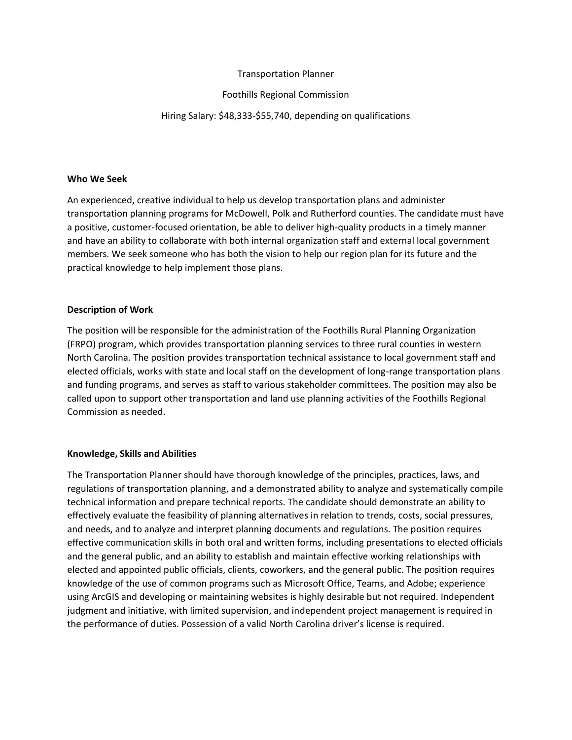# Transportation Planner

## Foothills Regional Commission

Hiring Salary: $48,333-$55,740, depending on qualifications

**Who We Seek**

An experienced, creative individual to help us develop transportation plans and administer transportation planning programs for McDowell, Polk and Rutherford counties. The candidate must have a positive, customer-focused orientation, be able to deliver high-quality products in a timely manner and have an ability to collaborate with both internal organization staff and external local government members. We seek someone who has both the vision to help our region plan for its future and the practical knowledge to help implement those plans.

**Description of Work**

The position will be responsible for the administration of the Foothills Rural Planning Organization (FRPO) program, which provides transportation planning services to three rural counties in western North Carolina. The position provides transportation technical assistance to local government staff and elected officials, works with state and local staff on the development of long-range transportation plans and funding programs, and serves as staff to various stakeholder committees. The position may also be called upon to support other transportation and land use planning activities of the Foothills Regional Commission as needed.

**Knowledge, Skills and Abilities**

The Transportation Planner should have thorough knowledge of the principles, practices, laws, and regulations of transportation planning, and a demonstrated ability to analyze and systematically compile technical information and prepare technical reports. The candidate should demonstrate an ability to effectively evaluate the feasibility of planning alternatives in relation to trends, costs, social pressures, and needs, and to analyze and interpret planning documents and regulations. The position requires effective communication skills in both oral and written forms, including presentations to elected officials and the general public, and an ability to establish and maintain effective working relationships with elected and appointed public officials, clients, coworkers, and the general public. The position requires knowledge of the use of common programs such as Microsoft Office, Teams, and Adobe; experience using ArcGIS and developing or maintaining websites is highly desirable but not required. Independent judgment and initiative, with limited supervision, and independent project management is required in the performance of duties. Possession of a valid North Carolina driver's license is required.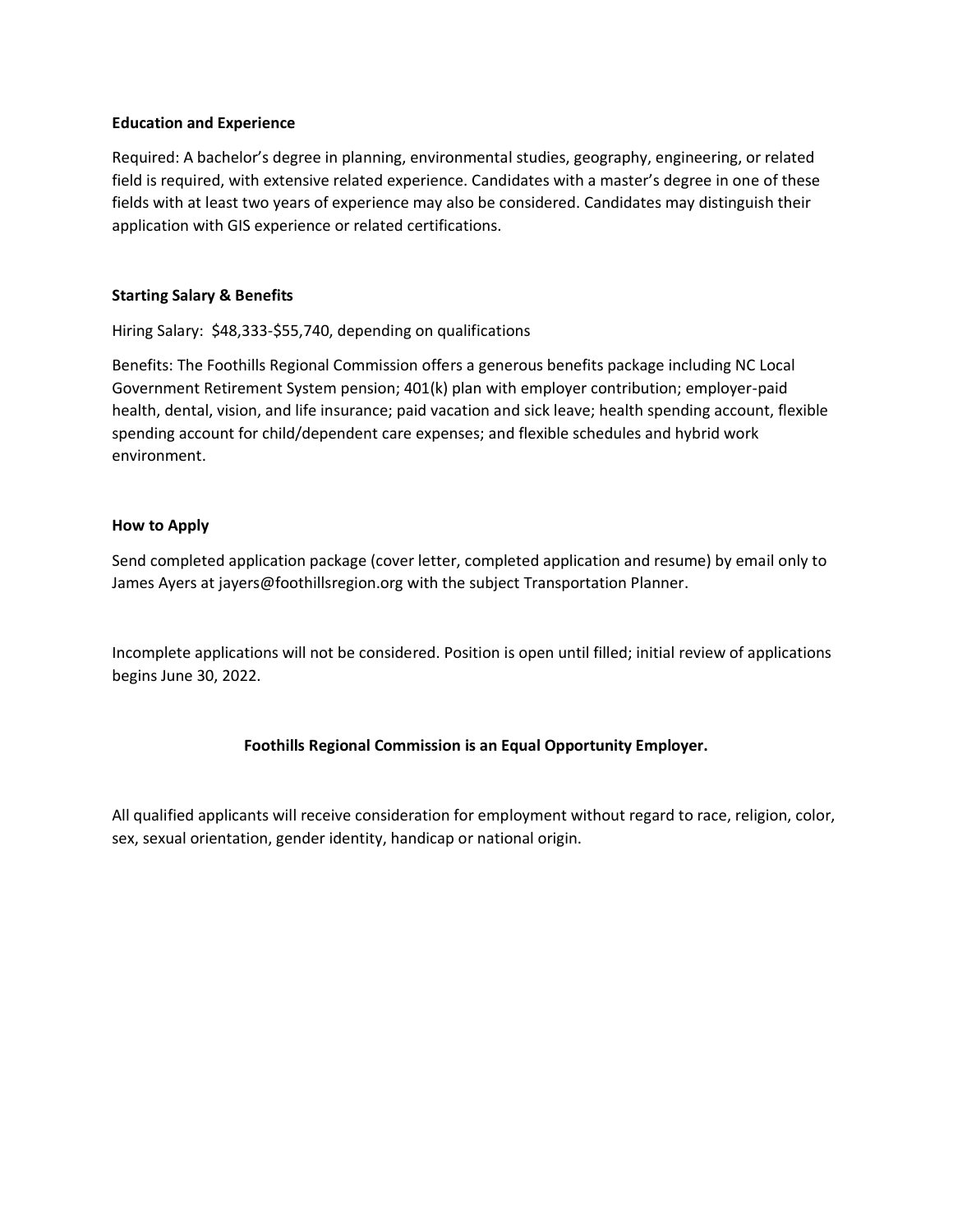### Education and Experience

Required: A bachelor's degree in planning, environmental studies, geography, engineering, or related field is required, with extensive related experience. Candidates with a master's degree in one of these fields with at least two years of experience may also be considered. Candidates may distinguish their application with GIS experience or related certifications.

### Starting Salary & Benefits

Hiring Salary: $48,333-$55,740, depending on qualifications

Benefits: The Foothills Regional Commission offers a generous benefits package including NC Local Government Retirement System pension; 401(k) plan with employer contribution; employer-paid health, dental, vision, and life insurance; paid vacation and sick leave; health spending account, flexible spending account for child/dependent care expenses; and flexible schedules and hybrid work environment.

### How to Apply

Send completed application package (cover letter, completed application and resume) by email only to James Ayers at jayers@foothillsregion.org with the subject Transportation Planner.

Incomplete applications will not be considered. Position is open until filled; initial review of applications begins June 30, 2022.

**Foothills Regional Commission is an Equal Opportunity Employer.**

All qualified applicants will receive consideration for employment without regard to race, religion, color, sex, sexual orientation, gender identity, handicap or national origin.